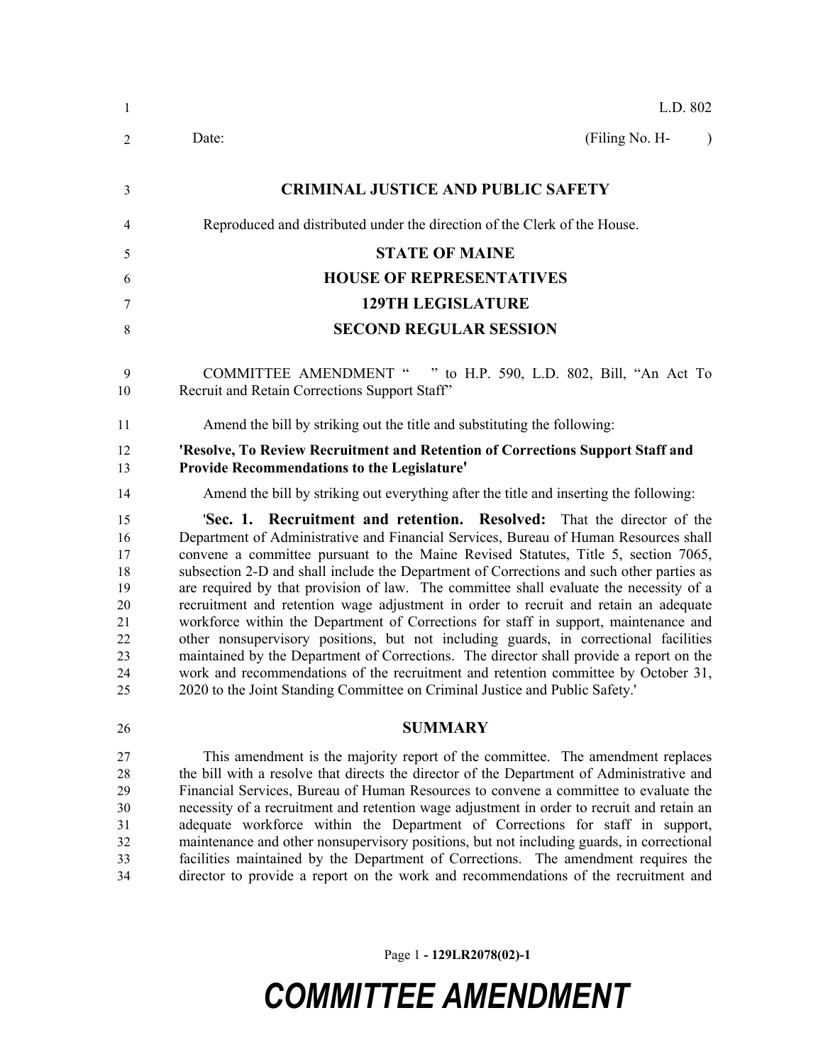L.D. 802

Date: (Filing No. H- )

# CRIMINAL JUSTICE AND PUBLIC SAFETY

Reproduced and distributed under the direction of the Clerk of the House.

## STATE OF MAINE
## HOUSE OF REPRESENTATIVES
## 129TH LEGISLATURE
## SECOND REGULAR SESSION

COMMITTEE AMENDMENT " " to H.P. 590, L.D. 802, Bill, "An Act To Recruit and Retain Corrections Support Staff"

Amend the bill by striking out the title and substituting the following:

**'Resolve, To Review Recruitment and Retention of Corrections Support Staff and Provide Recommendations to the Legislature'**

Amend the bill by striking out everything after the title and inserting the following:

'**Sec. 1. Recruitment and retention. Resolved:** That the director of the Department of Administrative and Financial Services, Bureau of Human Resources shall convene a committee pursuant to the Maine Revised Statutes, Title 5, section 7065, subsection 2-D and shall include the Department of Corrections and such other parties as are required by that provision of law. The committee shall evaluate the necessity of a recruitment and retention wage adjustment in order to recruit and retain an adequate workforce within the Department of Corrections for staff in support, maintenance and other nonsupervisory positions, but not including guards, in correctional facilities maintained by the Department of Corrections. The director shall provide a report on the work and recommendations of the recruitment and retention committee by October 31, 2020 to the Joint Standing Committee on Criminal Justice and Public Safety.'

## SUMMARY

This amendment is the majority report of the committee. The amendment replaces the bill with a resolve that directs the director of the Department of Administrative and Financial Services, Bureau of Human Resources to convene a committee to evaluate the necessity of a recruitment and retention wage adjustment in order to recruit and retain an adequate workforce within the Department of Corrections for staff in support, maintenance and other nonsupervisory positions, but not including guards, in correctional facilities maintained by the Department of Corrections. The amendment requires the director to provide a report on the work and recommendations of the recruitment and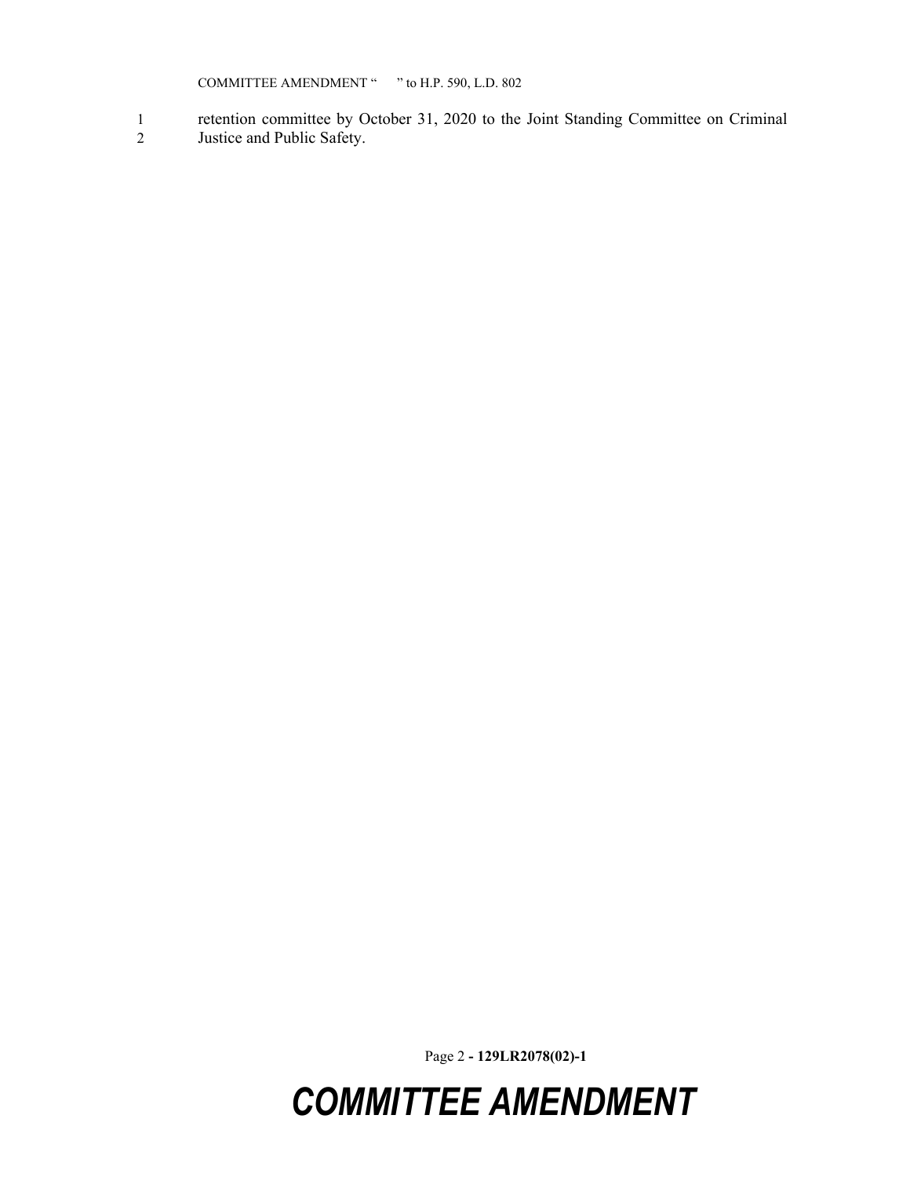retention committee by October 31, 2020 to the Joint Standing Committee on Criminal Justice and Public Safety.